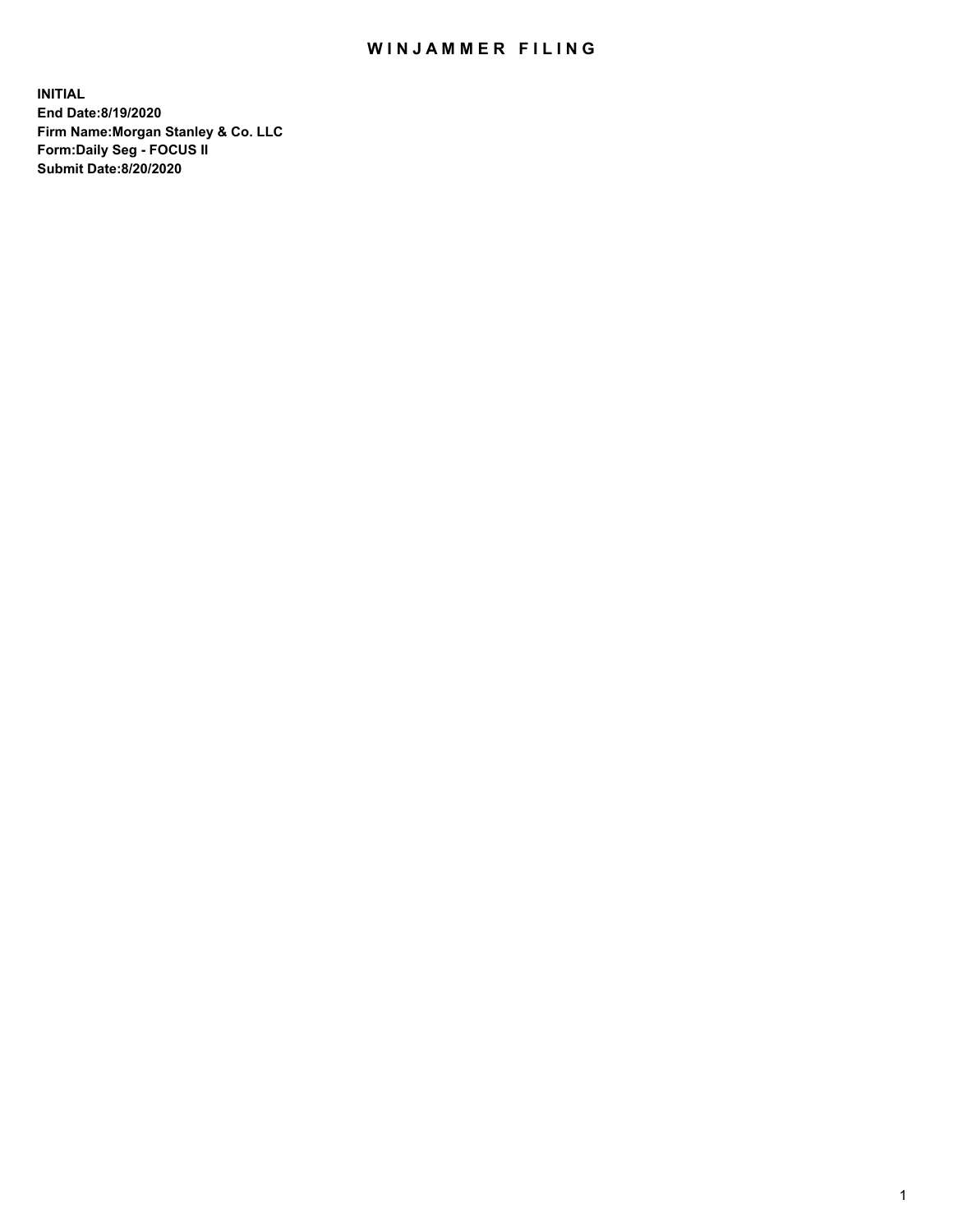# WINJAMMER FILING

**INITIAL**
**End Date:8/19/2020**
**Firm Name:Morgan Stanley & Co. LLC**
**Form:Daily Seg - FOCUS II**
**Submit Date:8/20/2020**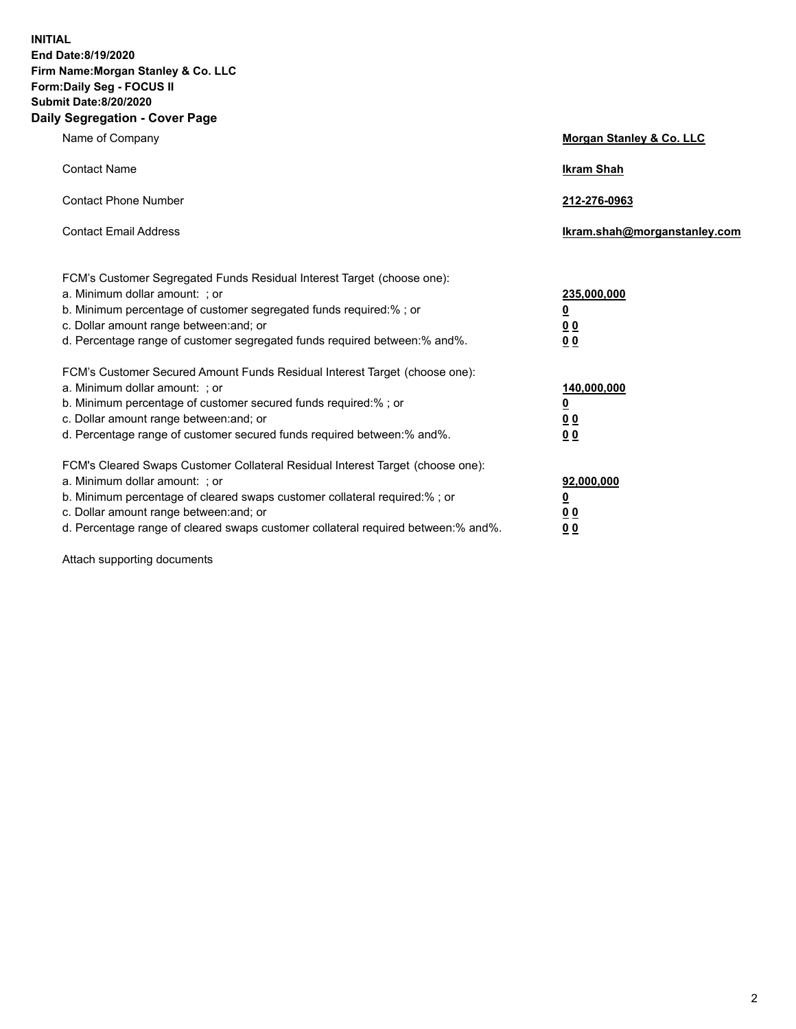**INITIAL**
**End Date:8/19/2020**
**Firm Name:Morgan Stanley & Co. LLC**
**Form:Daily Seg - FOCUS II**
**Submit Date:8/20/2020**

## Daily Segregation - Cover Page

| | |
|---|---|
| Name of Company | **Morgan Stanley & Co. LLC** |
| Contact Name | **Ikram Shah** |
| Contact Phone Number | **212-276-0963** |
| Contact Email Address | **Ikram.shah@morganstanley.com** |

FCM's Customer Segregated Funds Residual Interest Target (choose one):

| | |
|---|---|
| a. Minimum dollar amount: ; or | **235,000,000** |
| b. Minimum percentage of customer segregated funds required:% ; or | **0** |
| c. Dollar amount range between:and; or | **0 0** |
| d. Percentage range of customer segregated funds required between:% and%. | **0 0** |

FCM's Customer Secured Amount Funds Residual Interest Target (choose one):

| | |
|---|---|
| a. Minimum dollar amount: ; or | **140,000,000** |
| b. Minimum percentage of customer secured funds required:% ; or | **0** |
| c. Dollar amount range between:and; or | **0 0** |
| d. Percentage range of customer secured funds required between:% and%. | **0 0** |

FCM's Cleared Swaps Customer Collateral Residual Interest Target (choose one):

| | |
|---|---|
| a. Minimum dollar amount: ; or | **92,000,000** |
| b. Minimum percentage of cleared swaps customer collateral required:% ; or | **0** |
| c. Dollar amount range between:and; or | **0 0** |
| d. Percentage range of cleared swaps customer collateral required between:% and%. | **0 0** |

Attach supporting documents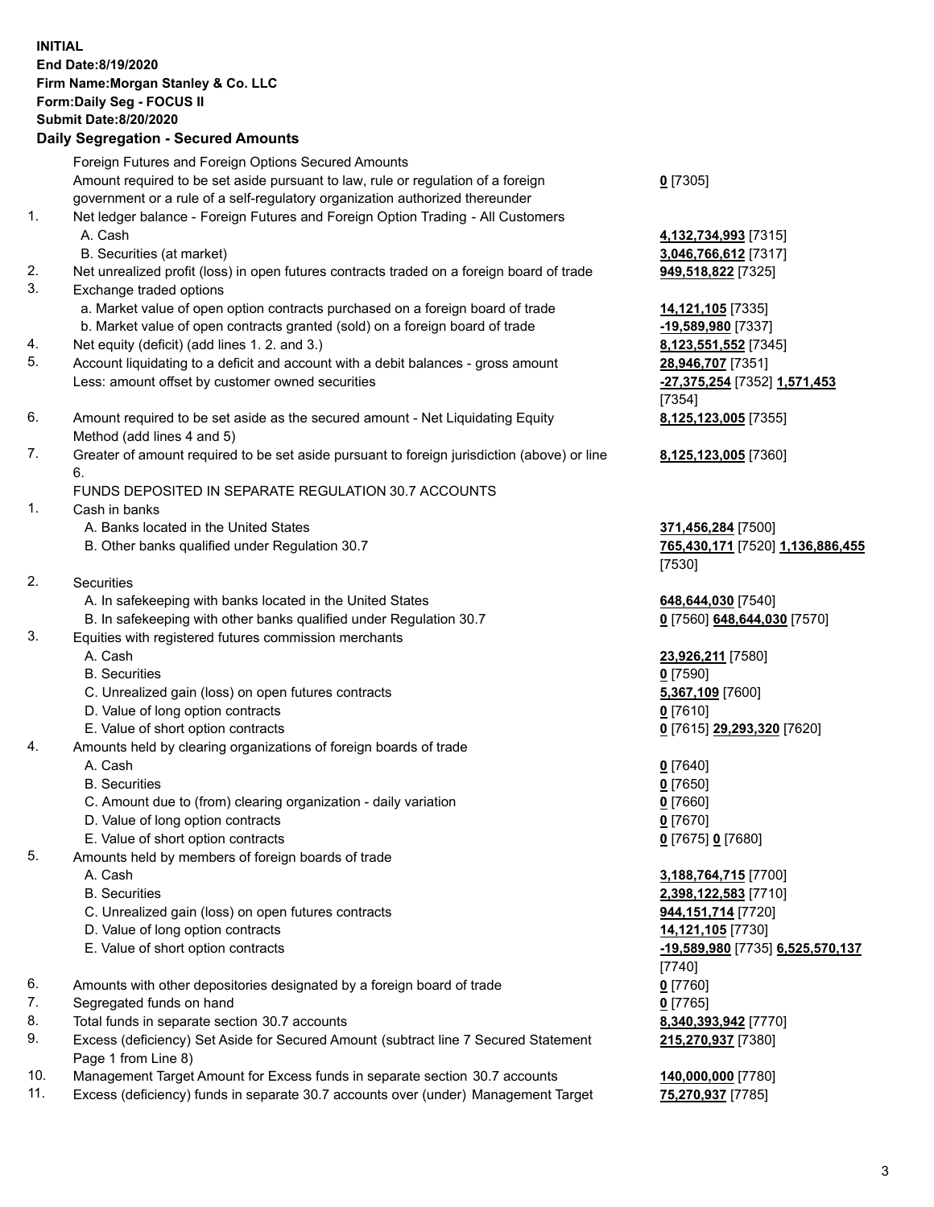**INITIAL**
**End Date:8/19/2020**
**Firm Name:Morgan Stanley & Co. LLC**
**Form:Daily Seg - FOCUS II**
**Submit Date:8/20/2020**

## Daily Segregation - Secured Amounts

| | | |
|---|---|---|
| | Foreign Futures and Foreign Options Secured Amounts | |
| | Amount required to be set aside pursuant to law, rule or regulation of a foreign government or a rule of a self-regulatory organization authorized thereunder | **0** [7305] |
| 1. | Net ledger balance - Foreign Futures and Foreign Option Trading - All Customers | |
| | A. Cash | **4,132,734,993** [7315] |
| | B. Securities (at market) | **3,046,766,612** [7317] |
| 2. | Net unrealized profit (loss) in open futures contracts traded on a foreign board of trade | **949,518,822** [7325] |
| 3. | Exchange traded options | |
| | a. Market value of open option contracts purchased on a foreign board of trade | **14,121,105** [7335] |
| | b. Market value of open contracts granted (sold) on a foreign board of trade | **-19,589,980** [7337] |
| 4. | Net equity (deficit) (add lines 1. 2. and 3.) | **8,123,551,552** [7345] |
| 5. | Account liquidating to a deficit and account with a debit balances - gross amount | **28,946,707** [7351] |
| | Less: amount offset by customer owned securities | **-27,375,254** [7352] **1,571,453** [7354] |
| 6. | Amount required to be set aside as the secured amount - Net Liquidating Equity Method (add lines 4 and 5) | **8,125,123,005** [7355] |
| 7. | Greater of amount required to be set aside pursuant to foreign jurisdiction (above) or line 6. | **8,125,123,005** [7360] |
| | FUNDS DEPOSITED IN SEPARATE REGULATION 30.7 ACCOUNTS | |
| 1. | Cash in banks | |
| | A. Banks located in the United States | **371,456,284** [7500] |
| | B. Other banks qualified under Regulation 30.7 | **765,430,171** [7520] **1,136,886,455** [7530] |
| 2. | Securities | |
| | A. In safekeeping with banks located in the United States | **648,644,030** [7540] |
| | B. In safekeeping with other banks qualified under Regulation 30.7 | **0** [7560] **648,644,030** [7570] |
| 3. | Equities with registered futures commission merchants | |
| | A. Cash | **23,926,211** [7580] |
| | B. Securities | **0** [7590] |
| | C. Unrealized gain (loss) on open futures contracts | **5,367,109** [7600] |
| | D. Value of long option contracts | **0** [7610] |
| | E. Value of short option contracts | **0** [7615] **29,293,320** [7620] |
| 4. | Amounts held by clearing organizations of foreign boards of trade | |
| | A. Cash | **0** [7640] |
| | B. Securities | **0** [7650] |
| | C. Amount due to (from) clearing organization - daily variation | **0** [7660] |
| | D. Value of long option contracts | **0** [7670] |
| | E. Value of short option contracts | **0** [7675] **0** [7680] |
| 5. | Amounts held by members of foreign boards of trade | |
| | A. Cash | **3,188,764,715** [7700] |
| | B. Securities | **2,398,122,583** [7710] |
| | C. Unrealized gain (loss) on open futures contracts | **944,151,714** [7720] |
| | D. Value of long option contracts | **14,121,105** [7730] |
| | E. Value of short option contracts | **-19,589,980** [7735] **6,525,570,137** [7740] |
| 6. | Amounts with other depositories designated by a foreign board of trade | **0** [7760] |
| 7. | Segregated funds on hand | **0** [7765] |
| 8. | Total funds in separate section 30.7 accounts | **8,340,393,942** [7770] |
| 9. | Excess (deficiency) Set Aside for Secured Amount (subtract line 7 Secured Statement Page 1 from Line 8) | **215,270,937** [7380] |
| 10. | Management Target Amount for Excess funds in separate section 30.7 accounts | **140,000,000** [7780] |
| 11. | Excess (deficiency) funds in separate 30.7 accounts over (under) Management Target | **75,270,937** [7785] |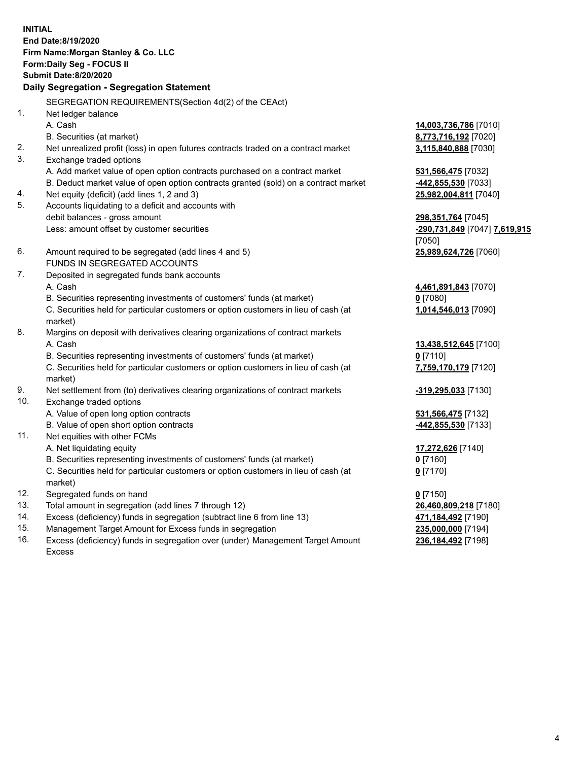**INITIAL**
**End Date:8/19/2020**
**Firm Name:Morgan Stanley & Co. LLC**
**Form:Daily Seg - FOCUS II**
**Submit Date:8/20/2020**

**Daily Segregation - Segregation Statement**

SEGREGATION REQUIREMENTS(Section 4d(2) of the CEAct)

| | | |
|---|---|---|
| 1. | Net ledger balance | |
| | A. Cash | **14,003,736,786** [7010] |
| | B. Securities (at market) | **8,773,716,192** [7020] |
| 2. | Net unrealized profit (loss) in open futures contracts traded on a contract market | **3,115,840,888** [7030] |
| 3. | Exchange traded options | |
| | A. Add market value of open option contracts purchased on a contract market | **531,566,475** [7032] |
| | B. Deduct market value of open option contracts granted (sold) on a contract market | **-442,855,530** [7033] |
| 4. | Net equity (deficit) (add lines 1, 2 and 3) | **25,982,004,811** [7040] |
| 5. | Accounts liquidating to a deficit and accounts with debit balances - gross amount | **298,351,764** [7045] |
| | Less: amount offset by customer securities | **-290,731,849** [7047] **7,619,915** [7050] |
| 6. | Amount required to be segregated (add lines 4 and 5) | **25,989,624,726** [7060] |
| | FUNDS IN SEGREGATED ACCOUNTS | |
| 7. | Deposited in segregated funds bank accounts | |
| | A. Cash | **4,461,891,843** [7070] |
| | B. Securities representing investments of customers' funds (at market) | **0** [7080] |
| | C. Securities held for particular customers or option customers in lieu of cash (at market) | **1,014,546,013** [7090] |
| 8. | Margins on deposit with derivatives clearing organizations of contract markets | |
| | A. Cash | **13,438,512,645** [7100] |
| | B. Securities representing investments of customers' funds (at market) | **0** [7110] |
| | C. Securities held for particular customers or option customers in lieu of cash (at market) | **7,759,170,179** [7120] |
| 9. | Net settlement from (to) derivatives clearing organizations of contract markets | **-319,295,033** [7130] |
| 10. | Exchange traded options | |
| | A. Value of open long option contracts | **531,566,475** [7132] |
| | B. Value of open short option contracts | **-442,855,530** [7133] |
| 11. | Net equities with other FCMs | |
| | A. Net liquidating equity | **17,272,626** [7140] |
| | B. Securities representing investments of customers' funds (at market) | **0** [7160] |
| | C. Securities held for particular customers or option customers in lieu of cash (at market) | **0** [7170] |
| 12. | Segregated funds on hand | **0** [7150] |
| 13. | Total amount in segregation (add lines 7 through 12) | **26,460,809,218** [7180] |
| 14. | Excess (deficiency) funds in segregation (subtract line 6 from line 13) | **471,184,492** [7190] |
| 15. | Management Target Amount for Excess funds in segregation | **235,000,000** [7194] |
| 16. | Excess (deficiency) funds in segregation over (under) Management Target Amount Excess | **236,184,492** [7198] |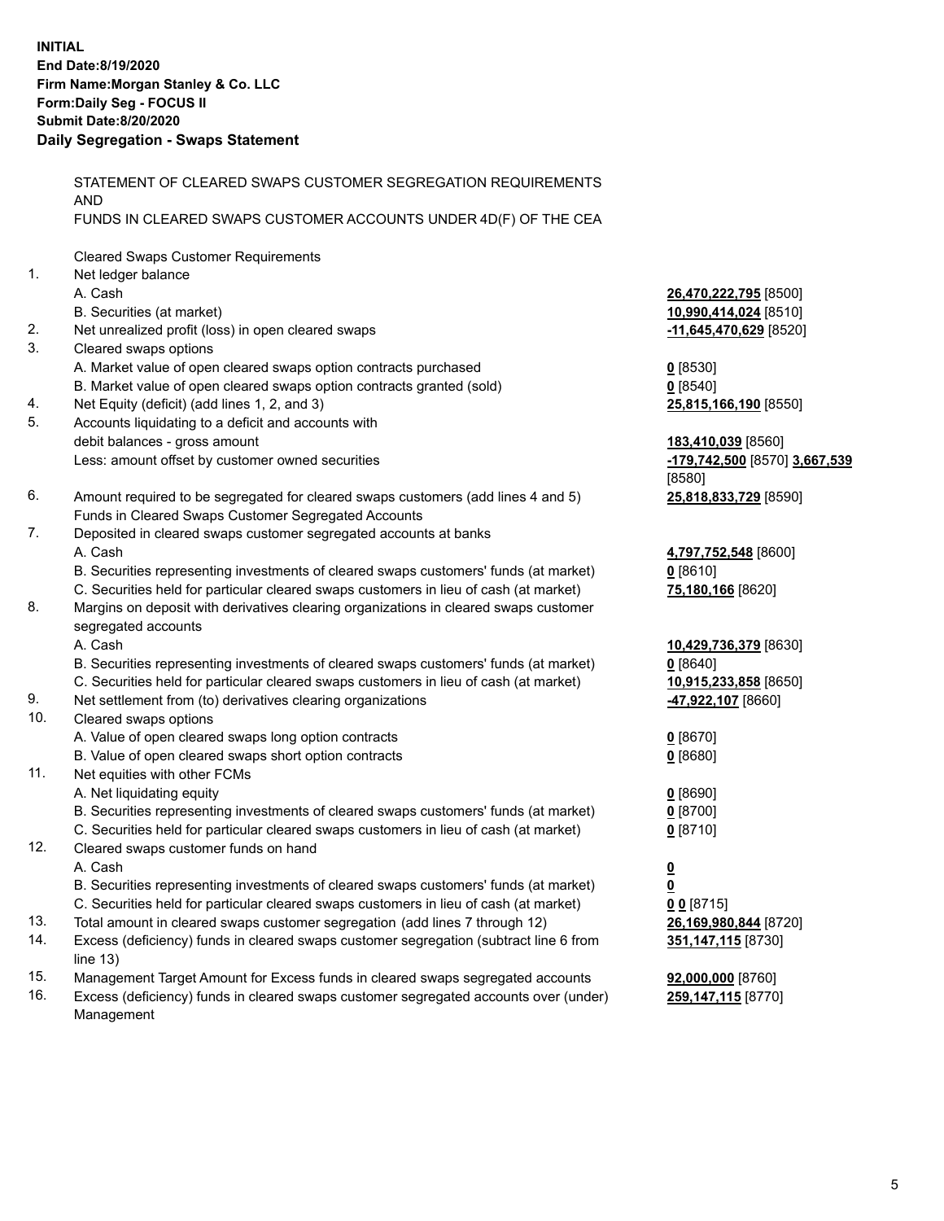**INITIAL**
**End Date:8/19/2020**
**Firm Name:Morgan Stanley & Co. LLC**
**Form:Daily Seg - FOCUS II**
**Submit Date:8/20/2020**
**Daily Segregation - Swaps Statement**

STATEMENT OF CLEARED SWAPS CUSTOMER SEGREGATION REQUIREMENTS AND FUNDS IN CLEARED SWAPS CUSTOMER ACCOUNTS UNDER 4D(F) OF THE CEA

| | | |
|---|---|---|
| | Cleared Swaps Customer Requirements | |
| 1. | Net ledger balance | |
| | A. Cash | **26,470,222,795** [8500] |
| | B. Securities (at market) | **10,990,414,024** [8510] |
| 2. | Net unrealized profit (loss) in open cleared swaps | **-11,645,470,629** [8520] |
| 3. | Cleared swaps options | |
| | A. Market value of open cleared swaps option contracts purchased | **0** [8530] |
| | B. Market value of open cleared swaps option contracts granted (sold) | **0** [8540] |
| 4. | Net Equity (deficit) (add lines 1, 2, and 3) | **25,815,166,190** [8550] |
| 5. | Accounts liquidating to a deficit and accounts with debit balances - gross amount | **183,410,039** [8560] |
| | Less: amount offset by customer owned securities | **-179,742,500** [8570] **3,667,539** [8580] |
| 6. | Amount required to be segregated for cleared swaps customers (add lines 4 and 5) | **25,818,833,729** [8590] |
| | Funds in Cleared Swaps Customer Segregated Accounts | |
| 7. | Deposited in cleared swaps customer segregated accounts at banks | |
| | A. Cash | **4,797,752,548** [8600] |
| | B. Securities representing investments of cleared swaps customers' funds (at market) | **0** [8610] |
| | C. Securities held for particular cleared swaps customers in lieu of cash (at market) | **75,180,166** [8620] |
| 8. | Margins on deposit with derivatives clearing organizations in cleared swaps customer segregated accounts | |
| | A. Cash | **10,429,736,379** [8630] |
| | B. Securities representing investments of cleared swaps customers' funds (at market) | **0** [8640] |
| | C. Securities held for particular cleared swaps customers in lieu of cash (at market) | **10,915,233,858** [8650] |
| 9. | Net settlement from (to) derivatives clearing organizations | **-47,922,107** [8660] |
| 10. | Cleared swaps options | |
| | A. Value of open cleared swaps long option contracts | **0** [8670] |
| | B. Value of open cleared swaps short option contracts | **0** [8680] |
| 11. | Net equities with other FCMs | |
| | A. Net liquidating equity | **0** [8690] |
| | B. Securities representing investments of cleared swaps customers' funds (at market) | **0** [8700] |
| | C. Securities held for particular cleared swaps customers in lieu of cash (at market) | **0** [8710] |
| 12. | Cleared swaps customer funds on hand | |
| | A. Cash | **0** |
| | B. Securities representing investments of cleared swaps customers' funds (at market) | **0** |
| | C. Securities held for particular cleared swaps customers in lieu of cash (at market) | **0** **0** [8715] |
| 13. | Total amount in cleared swaps customer segregation (add lines 7 through 12) | **26,169,980,844** [8720] |
| 14. | Excess (deficiency) funds in cleared swaps customer segregation (subtract line 6 from line 13) | **351,147,115** [8730] |
| 15. | Management Target Amount for Excess funds in cleared swaps segregated accounts | **92,000,000** [8760] |
| 16. | Excess (deficiency) funds in cleared swaps customer segregated accounts over (under) Management | **259,147,115** [8770] |